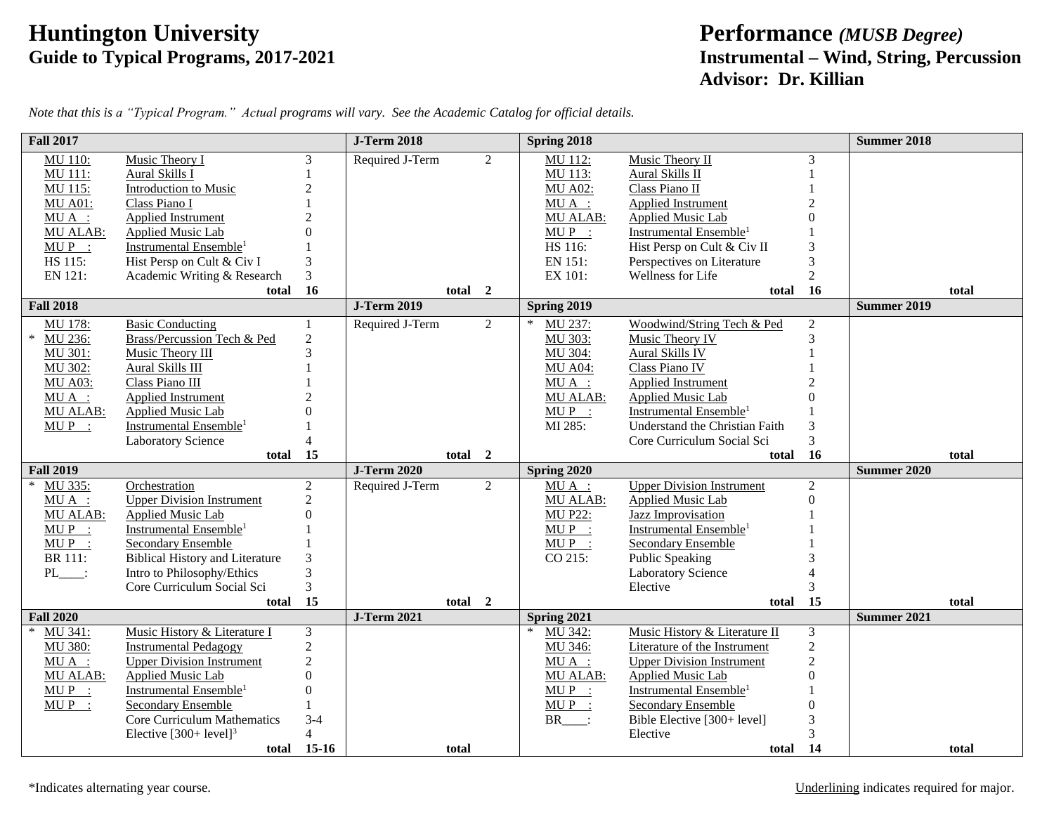# Huntington University

## Guide to Typical Programs, 2017-2021

# Performance *(MUSB Degree)*

## Instrumental – Wind, String, Percussion

## Advisor: Dr. Killian

*Note that this is a "Typical Program." Actual programs will vary. See the Academic Catalog for official details.*

| Fall 2017 | | | J-Term 2018 | | Spring 2018 | | | Summer 2018 |
|---|---|---|---|---|---|---|---|---|
| MU 110: | Music Theory I | 3 | Required J-Term | 2 | MU 112: | Music Theory II | 3 | |
| MU 111: | Aural Skills I | 1 | | | MU 113: | Aural Skills II | 1 | |
| MU 115: | Introduction to Music | 2 | | | MU A02: | Class Piano II | 1 | |
| MU A01: | Class Piano I | 1 | | | MU A : | Applied Instrument | 2 | |
| MU A : | Applied Instrument | 2 | | | MU ALAB: | Applied Music Lab | 0 | |
| MU ALAB: | Applied Music Lab | 0 | | | MU P : | Instrumental Ensemble[1] | 1 | |
| MU P : | Instrumental Ensemble[1] | 1 | | | HS 116: | Hist Persp on Cult & Civ II | 3 | |
| HS 115: | Hist Persp on Cult & Civ I | 3 | | | EN 151: | Perspectives on Literature | 3 | |
| EN 121: | Academic Writing & Research | 3 | | | EX 101: | Wellness for Life | 2 | |
| | **total** | **16** | **total** | **2** | | **total** | **16** | **total** |
| **Fall 2018** | | | **J-Term 2019** | | **Spring 2019** | | | **Summer 2019** |
| MU 178: | Basic Conducting | 1 | Required J-Term | 2 | * MU 237: | Woodwind/String Tech & Ped | 2 | |
| * MU 236: | Brass/Percussion Tech & Ped | 2 | | | MU 303: | Music Theory IV | 3 | |
| MU 301: | Music Theory III | 3 | | | MU 304: | Aural Skills IV | 1 | |
| MU 302: | Aural Skills III | 1 | | | MU A04: | Class Piano IV | 1 | |
| MU A03: | Class Piano III | 1 | | | MU A : | Applied Instrument | 2 | |
| MU A : | Applied Instrument | 2 | | | MU ALAB: | Applied Music Lab | 0 | |
| MU ALAB: | Applied Music Lab | 0 | | | MU P : | Instrumental Ensemble[1] | 1 | |
| MU P : | Instrumental Ensemble[1] | 1 | | | MI 285: | Understand the Christian Faith | 3 | |
| | Laboratory Science | 4 | | | | Core Curriculum Social Sci | 3 | |
| | **total** | **15** | **total** | **2** | | **total** | **16** | **total** |
| **Fall 2019** | | | **J-Term 2020** | | **Spring 2020** | | | **Summer 2020** |
| * MU 335: | Orchestration | 2 | Required J-Term | 2 | MU A : | Upper Division Instrument | 2 | |
| MU A : | Upper Division Instrument | 2 | | | MU ALAB: | Applied Music Lab | 0 | |
| MU ALAB: | Applied Music Lab | 0 | | | MU P22: | Jazz Improvisation | 1 | |
| MU P : | Instrumental Ensemble[1] | 1 | | | MU P : | Instrumental Ensemble[1] | 1 | |
| MU P : | Secondary Ensemble | 1 | | | MU P : | Secondary Ensemble | 1 | |
| BR 111: | Biblical History and Literature | 3 | | | CO 215: | Public Speaking | 3 | |
| PL____: | Intro to Philosophy/Ethics | 3 | | | | Laboratory Science | 4 | |
| | Core Curriculum Social Sci | 3 | | | | Elective | 3 | |
| | **total** | **15** | **total** | **2** | | **total** | **15** | **total** |
| **Fall 2020** | | | **J-Term 2021** | | **Spring 2021** | | | **Summer 2021** |
| * MU 341: | Music History & Literature I | 3 | | | * MU 342: | Music History & Literature II | 3 | |
| MU 380: | Instrumental Pedagogy | 2 | | | MU 346: | Literature of the Instrument | 2 | |
| MU A : | Upper Division Instrument | 2 | | | MU A : | Upper Division Instrument | 2 | |
| MU ALAB: | Applied Music Lab | 0 | | | MU ALAB: | Applied Music Lab | 0 | |
| MU P : | Instrumental Ensemble[1] | 0 | | | MU P : | Instrumental Ensemble[1] | 1 | |
| MU P : | Secondary Ensemble | 1 | | | MU P : | Secondary Ensemble | 0 | |
| | Core Curriculum Mathematics | 3-4 | | | BR____: | Bible Elective [300+ level] | 3 | |
| | Elective [300+ level][3] | 4 | | | | Elective | 3 | |
| | **total** | **15-16** | **total** | | | **total** | **14** | **total** |

*Indicates alternating year course.

Underlining indicates required for major.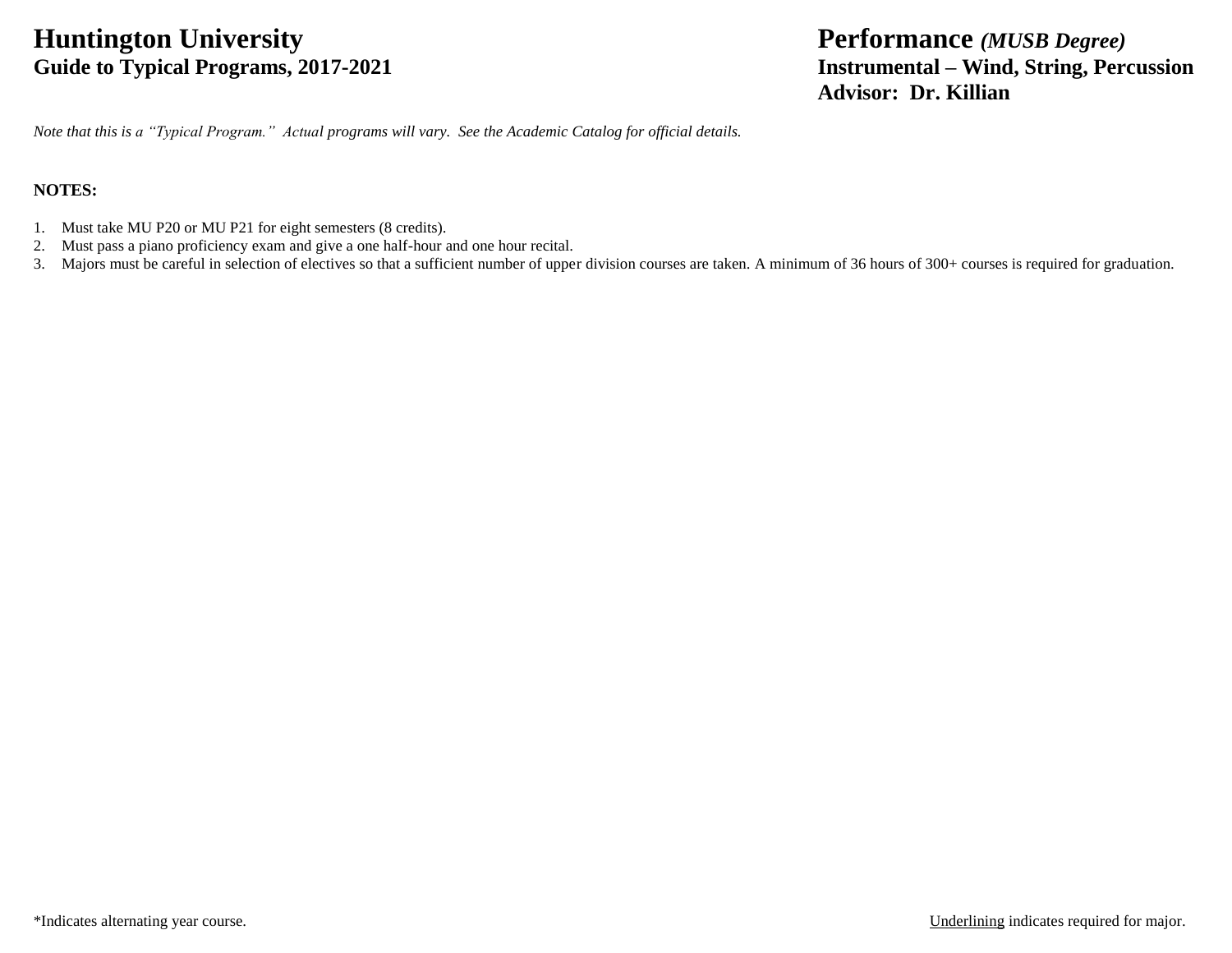*Note that this is a "Typical Program." Actual programs will vary. See the Academic Catalog for official details.*

**NOTES:**

1. Must take MU P20 or MU P21 for eight semesters (8 credits).
2. Must pass a piano proficiency exam and give a one half-hour and one hour recital.
3. Majors must be careful in selection of electives so that a sufficient number of upper division courses are taken. A minimum of 36 hours of 300+ courses is required for graduation.

*Indicates alternating year course.

Underlining indicates required for major.